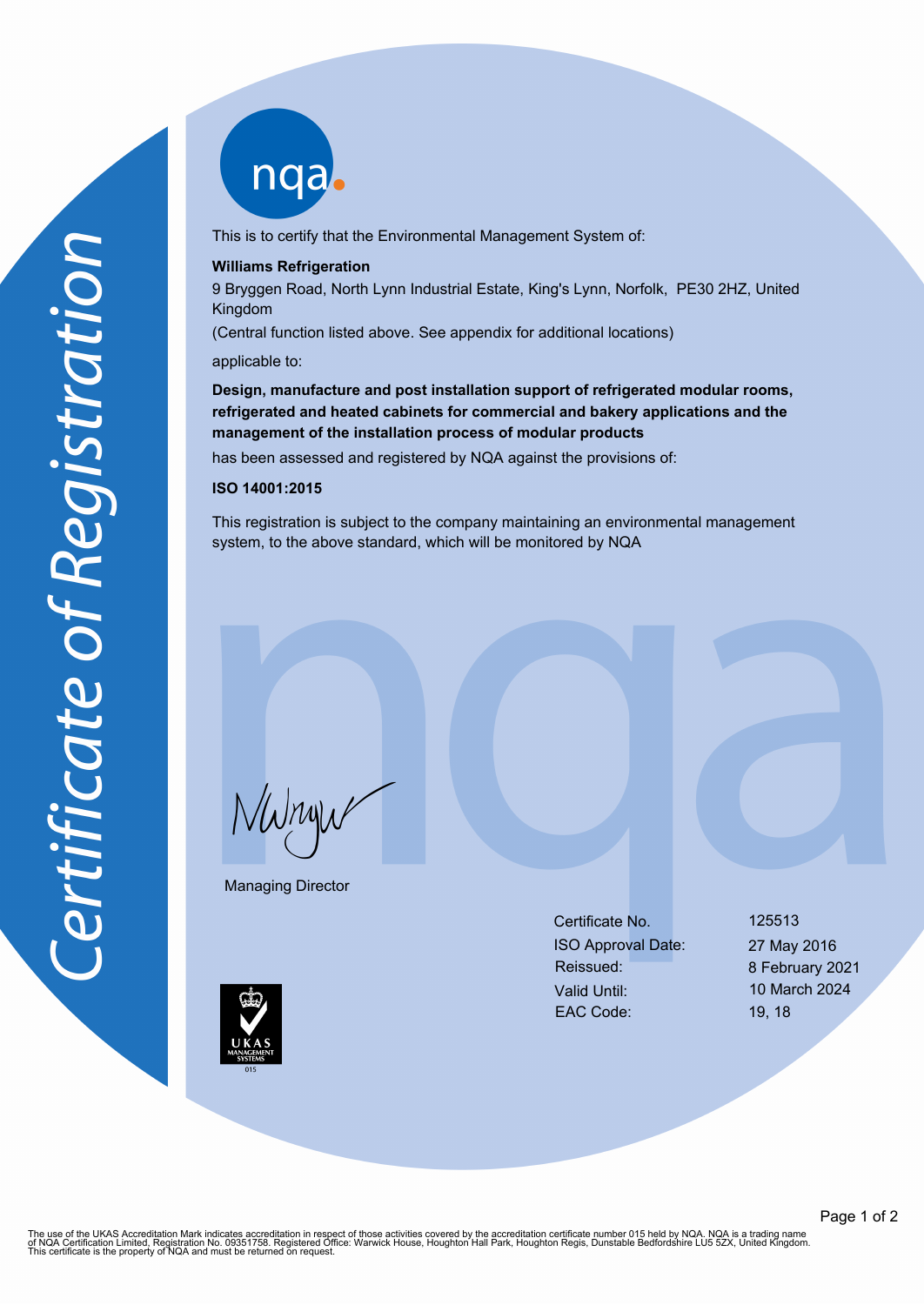# Certificate of Registration

nqa.

This is to certify that the Environmental Management System of:

**Williams Refrigeration**

9 Bryggen Road, North Lynn Industrial Estate, King's Lynn, Norfolk, PE30 2HZ, United Kingdom

(Central function listed above. See appendix for additional locations)

applicable to:

**Design, manufacture and post installation support of refrigerated modular rooms, refrigerated and heated cabinets for commercial and bakery applications and the management of the installation process of modular products**

has been assessed and registered by NQA against the provisions of:

**ISO 14001:2015**

This registration is subject to the company maintaining an environmental management system, to the above standard, which will be monitored by NQA

Managing Director

| | |
|---|---|
| Certificate No. | 125513 |
| ISO Approval Date: | 27 May 2016 |
| Reissued: | 8 February 2021 |
| Valid Until: | 10 March 2024 |
| EAC Code: | 19, 18 |

UKAS MANAGEMENT SYSTEMS 015

The use of the UKAS Accreditation Mark indicates accreditation in respect of those activities covered by the accreditation certificate number 015 held by NQA. NQA is a trading name of NQA Certification Limited, Registration No. 09351758. Registered Office: Warwick House, Houghton Hall Park, Houghton Regis, Dunstable Bedfordshire LU5 5ZX, United Kingdom. This certificate is the property of NQA and must be returned on request.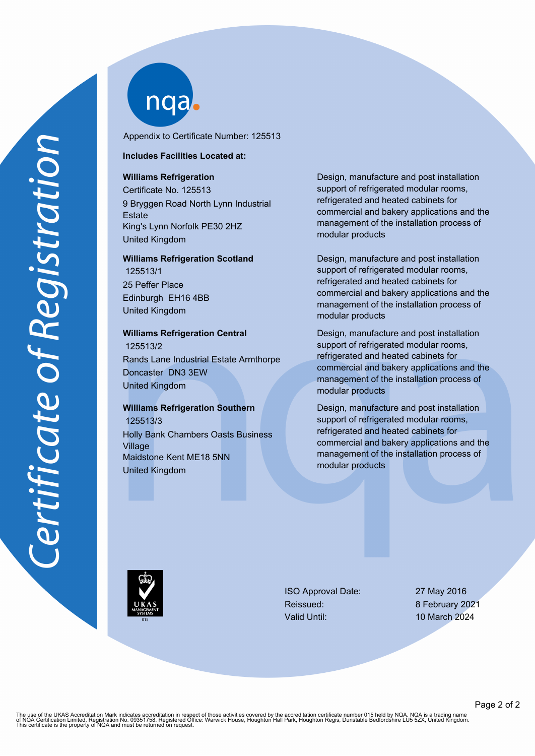# Certificate of Registration

Appendix to Certificate Number: 125513

**Includes Facilities Located at:**

| | |
|---|---|
| **Williams Refrigeration**<br>Certificate No. 125513<br>9 Bryggen Road North Lynn Industrial Estate<br>King's Lynn Norfolk PE30 2HZ<br>United Kingdom | Design, manufacture and post installation support of refrigerated modular rooms, refrigerated and heated cabinets for commercial and bakery applications and the management of the installation process of modular products |
| **Williams Refrigeration Scotland**<br>125513/1<br>25 Peffer Place<br>Edinburgh EH16 4BB<br>United Kingdom | Design, manufacture and post installation support of refrigerated modular rooms, refrigerated and heated cabinets for commercial and bakery applications and the management of the installation process of modular products |
| **Williams Refrigeration Central**<br>125513/2<br>Rands Lane Industrial Estate Armthorpe<br>Doncaster DN3 3EW<br>United Kingdom | Design, manufacture and post installation support of refrigerated modular rooms, refrigerated and heated cabinets for commercial and bakery applications and the management of the installation process of modular products |
| **Williams Refrigeration Southern**<br>125513/3<br>Holly Bank Chambers Oasts Business Village<br>Maidstone Kent ME18 5NN<br>United Kingdom | Design, manufacture and post installation support of refrigerated modular rooms, refrigerated and heated cabinets for commercial and bakery applications and the management of the installation process of modular products |

UKAS MANAGEMENT SYSTEMS 015

| | |
|---|---|
| ISO Approval Date: | 27 May 2016 |
| Reissued: | 8 February 2021 |
| Valid Until: | 10 March 2024 |

The use of the UKAS Accreditation Mark indicates accreditation in respect of those activities covered by the accreditation certificate number 015 held by NQA. NQA is a trading name of NQA Certification Limited, Registration No. 09351758. Registered Office: Warwick House, Houghton Hall Park, Houghton Regis, Dunstable Bedfordshire LU5 5ZX, United Kingdom. This certificate is the property of NQA and must be returned on request.